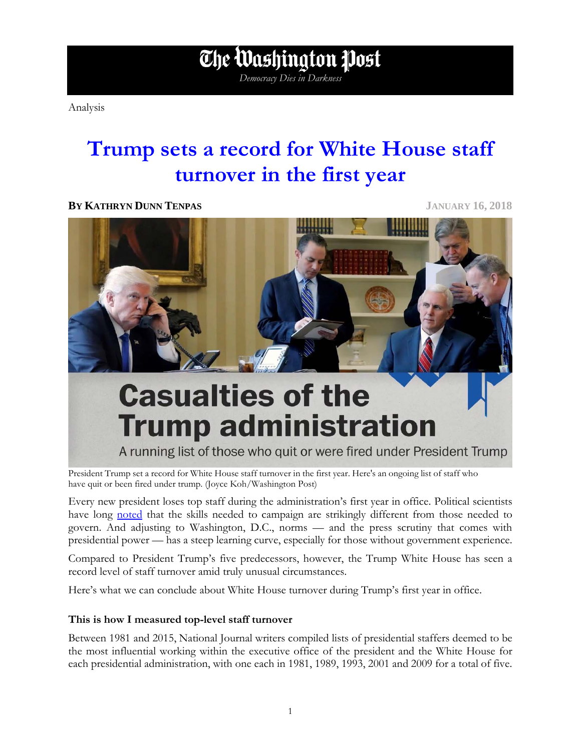# The Washington Post

*Democracy Dies in Darkness*

Analysis

# Trump sets a record for White House staff turnover in the first year

**BY KATHRYN DUNN TENPAS** JANUARY 16, 2018

President Trump set a record for White House staff turnover in the first year. Here's an ongoing list of staff who have quit or been fired under trump. (Joyce Koh/Washington Post)

Every new president loses top staff during the administration's first year in office. Political scientists have long noted that the skills needed to campaign are strikingly different from those needed to govern. And adjusting to Washington, D.C., norms — and the press scrutiny that comes with presidential power — has a steep learning curve, especially for those without government experience.

Compared to President Trump's five predecessors, however, the Trump White House has seen a record level of staff turnover amid truly unusual circumstances.

Here's what we can conclude about White House turnover during Trump's first year in office.

### This is how I measured top-level staff turnover

Between 1981 and 2015, National Journal writers compiled lists of presidential staffers deemed to be the most influential working within the executive office of the president and the White House for each presidential administration, with one each in 1981, 1989, 1993, 2001 and 2009 for a total of five.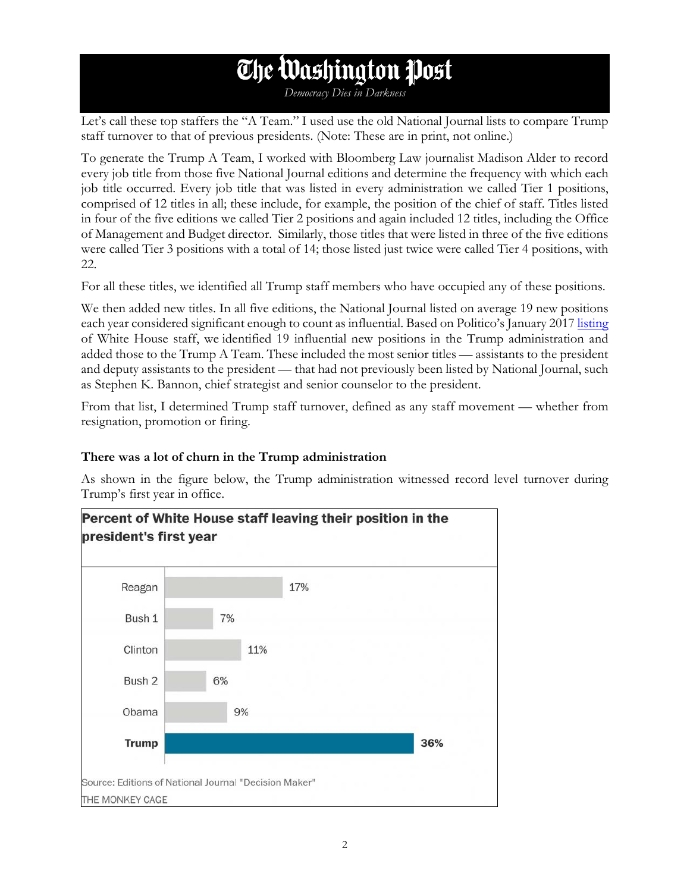# The Washington Post

*Democracy Dies in Darkness*

Let's call these top staffers the "A Team." I used use the old National Journal lists to compare Trump staff turnover to that of previous presidents. (Note: These are in print, not online.)

To generate the Trump A Team, I worked with Bloomberg Law journalist Madison Alder to record every job title from those five National Journal editions and determine the frequency with which each job title occurred. Every job title that was listed in every administration we called Tier 1 positions, comprised of 12 titles in all; these include, for example, the position of the chief of staff. Titles listed in four of the five editions we called Tier 2 positions and again included 12 titles, including the Office of Management and Budget director. Similarly, those titles that were listed in three of the five editions were called Tier 3 positions with a total of 14; those listed just twice were called Tier 4 positions, with 22.

For all these titles, we identified all Trump staff members who have occupied any of these positions.

We then added new titles. In all five editions, the National Journal listed on average 19 new positions each year considered significant enough to count as influential. Based on Politico's January 2017 listing of White House staff, we identified 19 influential new positions in the Trump administration and added those to the Trump A Team. These included the most senior titles — assistants to the president and deputy assistants to the president — that had not previously been listed by National Journal, such as Stephen K. Bannon, chief strategist and senior counselor to the president.

From that list, I determined Trump staff turnover, defined as any staff movement — whether from resignation, promotion or firing.

**There was a lot of churn in the Trump administration**

As shown in the figure below, the Trump administration witnessed record level turnover during Trump's first year in office.

**Percent of White House staff leaving their position in the president's first year**

| President | Percent |
|---|---|
| Reagan | 17% |
| Bush 1 | 7% |
| Clinton | 11% |
| Bush 2 | 6% |
| Obama | 9% |
| **Trump** | **36%** |

Source: Editions of National Journal "Decision Maker"

THE MONKEY CAGE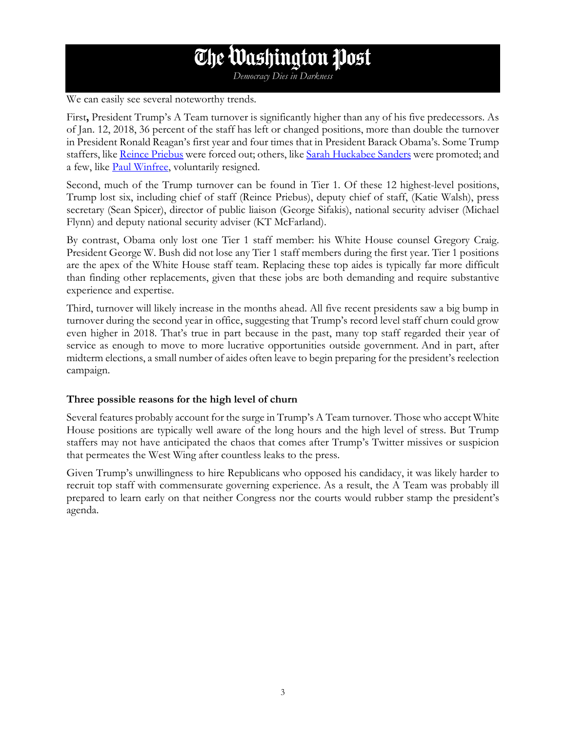# The Washington Post

*Democracy Dies in Darkness*

We can easily see several noteworthy trends.

First**,** President Trump's A Team turnover is significantly higher than any of his five predecessors. As of Jan. 12, 2018, 36 percent of the staff has left or changed positions, more than double the turnover in President Ronald Reagan's first year and four times that in President Barack Obama's. Some Trump staffers, like [Reince Priebus]() were forced out; others, like [Sarah Huckabee Sanders]() were promoted; and a few, like [Paul Winfree](), voluntarily resigned.

Second, much of the Trump turnover can be found in Tier 1. Of these 12 highest-level positions, Trump lost six, including chief of staff (Reince Priebus), deputy chief of staff, (Katie Walsh), press secretary (Sean Spicer), director of public liaison (George Sifakis), national security adviser (Michael Flynn) and deputy national security adviser (KT McFarland).

By contrast, Obama only lost one Tier 1 staff member: his White House counsel Gregory Craig. President George W. Bush did not lose any Tier 1 staff members during the first year. Tier 1 positions are the apex of the White House staff team. Replacing these top aides is typically far more difficult than finding other replacements, given that these jobs are both demanding and require substantive experience and expertise.

Third, turnover will likely increase in the months ahead. All five recent presidents saw a big bump in turnover during the second year in office, suggesting that Trump's record level staff churn could grow even higher in 2018. That's true in part because in the past, many top staff regarded their year of service as enough to move to more lucrative opportunities outside government. And in part, after midterm elections, a small number of aides often leave to begin preparing for the president's reelection campaign.

### Three possible reasons for the high level of churn

Several features probably account for the surge in Trump's A Team turnover. Those who accept White House positions are typically well aware of the long hours and the high level of stress. But Trump staffers may not have anticipated the chaos that comes after Trump's Twitter missives or suspicion that permeates the West Wing after countless leaks to the press.

Given Trump's unwillingness to hire Republicans who opposed his candidacy, it was likely harder to recruit top staff with commensurate governing experience. As a result, the A Team was probably ill prepared to learn early on that neither Congress nor the courts would rubber stamp the president's agenda.